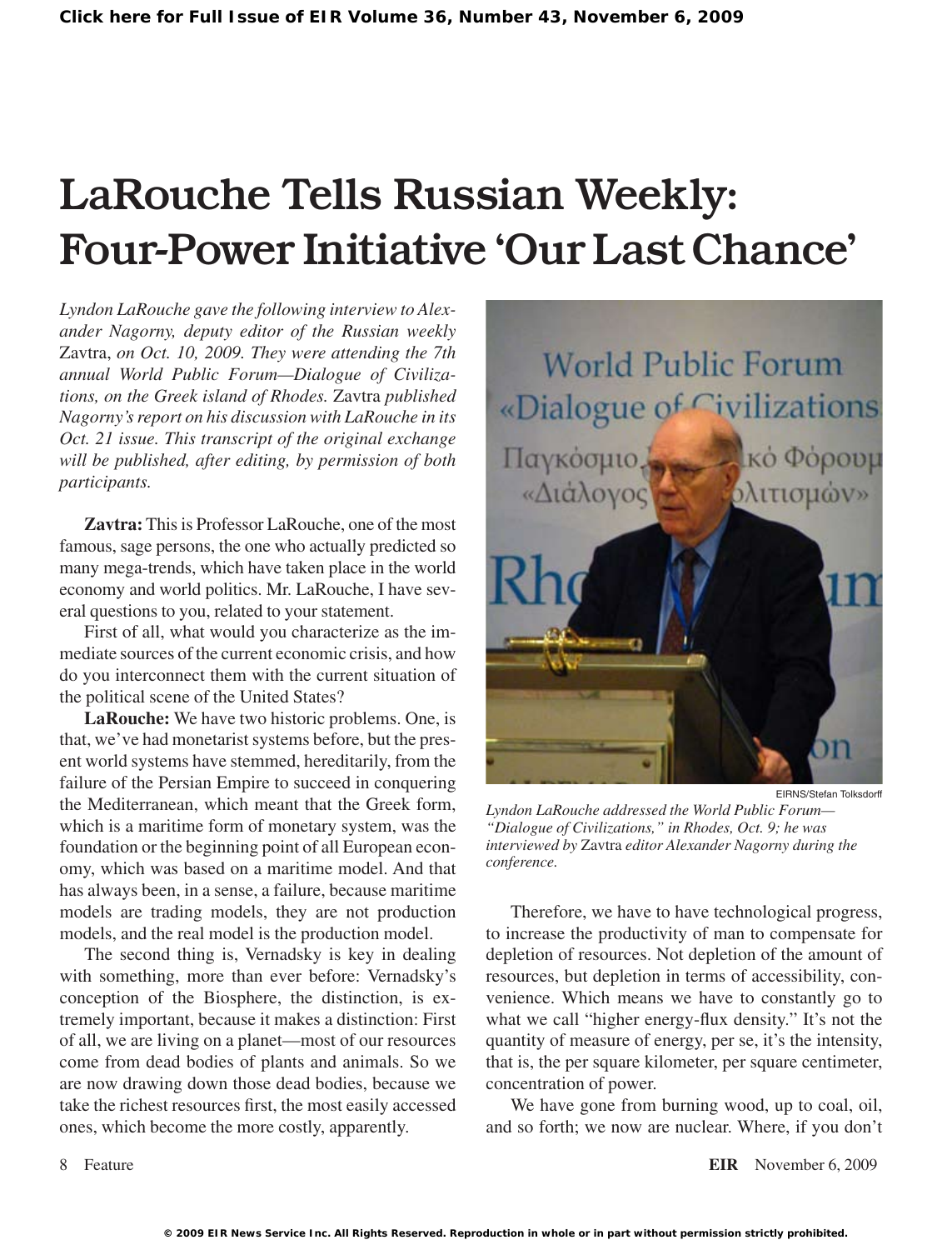# LaRouche Tells Russian Weekly: Four-Power Initiative 'Our Last Chance'

*Lyndon LaRouche gave the following interview to Alexander Nagorny, deputy editor of the Russian weekly* Zavtra, *on Oct. 10, 2009. They were attending the 7th annual World Public Forum—Dialogue of Civilizations, on the Greek island of Rhodes.* Zavtra *published Nagorny's report on his discussion with LaRouche in its Oct. 21 issue. This transcript of the original exchange will be published, after editing, by permission of both participants.*

**Zavtra:** This is Professor LaRouche, one of the most famous, sage persons, the one who actually predicted so many mega-trends, which have taken place in the world economy and world politics. Mr. LaRouche, I have several questions to you, related to your statement.

First of all, what would you characterize as the immediate sources of the current economic crisis, and how do you interconnect them with the current situation of the political scene of the United States?

**LaRouche:** We have two historic problems. One, is that, we've had monetarist systems before, but the present world systems have stemmed, hereditarily, from the failure of the Persian Empire to succeed in conquering the Mediterranean, which meant that the Greek form, which is a maritime form of monetary system, was the foundation or the beginning point of all European economy, which was based on a maritime model. And that has always been, in a sense, a failure, because maritime models are trading models, they are not production models, and the real model is the production model.

The second thing is, Vernadsky is key in dealing with something, more than ever before: Vernadsky's conception of the Biosphere, the distinction, is extremely important, because it makes a distinction: First of all, we are living on a planet—most of our resources come from dead bodies of plants and animals. So we are now drawing down those dead bodies, because we take the richest resources first, the most easily accessed ones, which become the more costly, apparently.

EIRNS/Stefan Tolksdorff

*Lyndon LaRouche addressed the World Public Forum—"Dialogue of Civilizations," in Rhodes, Oct. 9; he was interviewed by* Zavtra *editor Alexander Nagorny during the conference.*

Therefore, we have to have technological progress, to increase the productivity of man to compensate for depletion of resources. Not depletion of the amount of resources, but depletion in terms of accessibility, convenience. Which means we have to constantly go to what we call "higher energy-flux density." It's not the quantity of measure of energy, per se, it's the intensity, that is, the per square kilometer, per square centimeter, concentration of power.

We have gone from burning wood, up to coal, oil, and so forth; we now are nuclear. Where, if you don't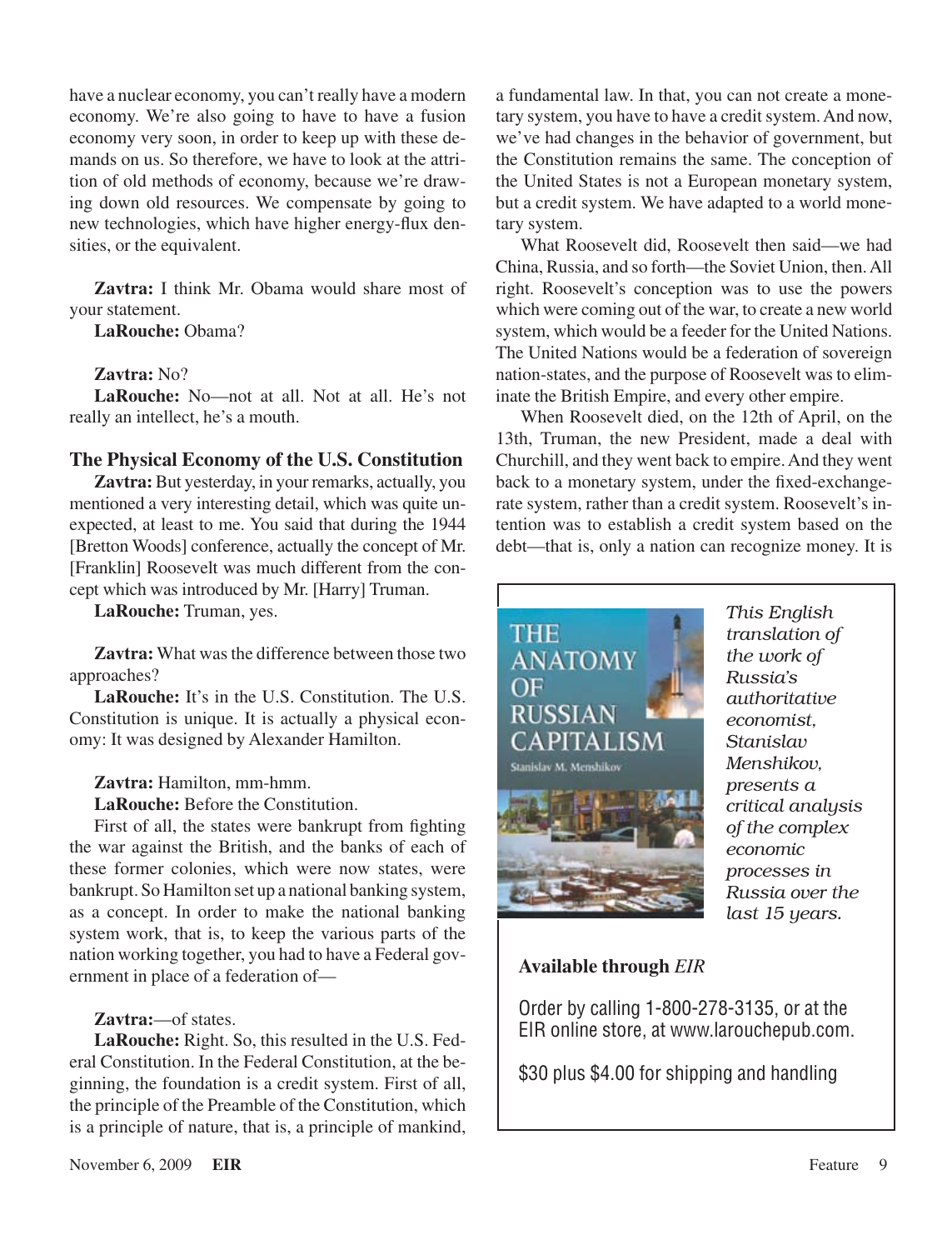have a nuclear economy, you can't really have a modern economy. We're also going to have to have a fusion economy very soon, in order to keep up with these demands on us. So therefore, we have to look at the attrition of old methods of economy, because we're drawing down old resources. We compensate by going to new technologies, which have higher energy-flux densities, or the equivalent.

**Zavtra:** I think Mr. Obama would share most of your statement.

**LaRouche:** Obama?

**Zavtra:** No?

**LaRouche:** No—not at all. Not at all. He's not really an intellect, he's a mouth.

### The Physical Economy of the U.S. Constitution

**Zavtra:** But yesterday, in your remarks, actually, you mentioned a very interesting detail, which was quite unexpected, at least to me. You said that during the 1944 [Bretton Woods] conference, actually the concept of Mr. [Franklin] Roosevelt was much different from the concept which was introduced by Mr. [Harry] Truman.

**LaRouche:** Truman, yes.

**Zavtra:** What was the difference between those two approaches?

**LaRouche:** It's in the U.S. Constitution. The U.S. Constitution is unique. It is actually a physical economy: It was designed by Alexander Hamilton.

**Zavtra:** Hamilton, mm-hmm.

**LaRouche:** Before the Constitution.

First of all, the states were bankrupt from fighting the war against the British, and the banks of each of these former colonies, which were now states, were bankrupt. So Hamilton set up a national banking system, as a concept. In order to make the national banking system work, that is, to keep the various parts of the nation working together, you had to have a Federal government in place of a federation of—

**Zavtra:**—of states.

**LaRouche:** Right. So, this resulted in the U.S. Federal Constitution. In the Federal Constitution, at the beginning, the foundation is a credit system. First of all, the principle of the Preamble of the Constitution, which is a principle of nature, that is, a principle of mankind, a fundamental law. In that, you can not create a monetary system, you have to have a credit system. And now, we've had changes in the behavior of government, but the Constitution remains the same. The conception of the United States is not a European monetary system, but a credit system. We have adapted to a world monetary system.

What Roosevelt did, Roosevelt then said—we had China, Russia, and so forth—the Soviet Union, then. All right. Roosevelt's conception was to use the powers which were coming out of the war, to create a new world system, which would be a feeder for the United Nations. The United Nations would be a federation of sovereign nation-states, and the purpose of Roosevelt was to eliminate the British Empire, and every other empire.

When Roosevelt died, on the 12th of April, on the 13th, Truman, the new President, made a deal with Churchill, and they went back to empire. And they went back to a monetary system, under the fixed-exchange-rate system, rather than a credit system. Roosevelt's intention was to establish a credit system based on the debt—that is, only a nation can recognize money. It is

---

THE ANATOMY OF RUSSIAN CAPITALISM
Stanislav M. Menshikov

*This English translation of the work of Russia's authoritative economist, Stanislav Menshikov, presents a critical analysis of the complex economic processes in Russia over the last 15 years.*

**Available through *EIR***

Order by calling 1-800-278-3135, or at the EIR online store, at www.larouchepub.com.

$30 plus $4.00 for shipping and handling

---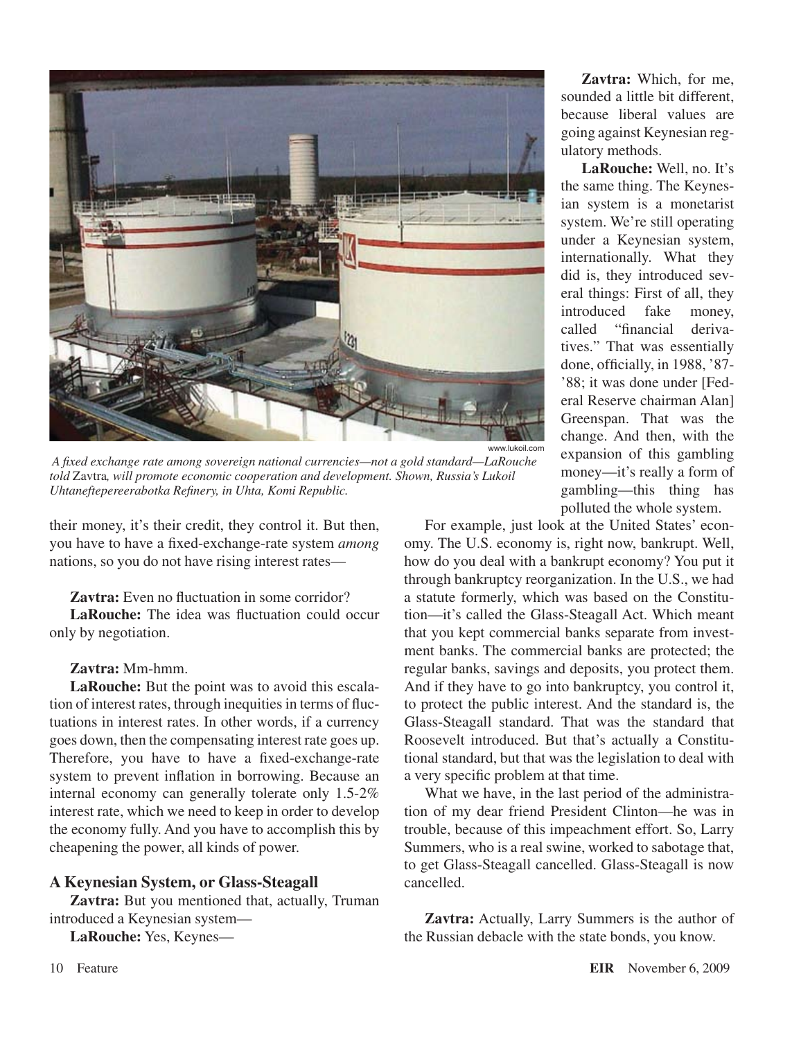*A fixed exchange rate among sovereign national currencies—not a gold standard—LaRouche told* Zavtra*, will promote economic cooperation and development. Shown, Russia's Lukoil Uhtaneftepereerabotka Refinery, in Uhta, Komi Republic.*

their money, it's their credit, they control it. But then, you have to have a fixed-exchange-rate system *among* nations, so you do not have rising interest rates—

**Zavtra:** Even no fluctuation in some corridor?

**LaRouche:** The idea was fluctuation could occur only by negotiation.

**Zavtra:** Mm-hmm.

**LaRouche:** But the point was to avoid this escalation of interest rates, through inequities in terms of fluctuations in interest rates. In other words, if a currency goes down, then the compensating interest rate goes up. Therefore, you have to have a fixed-exchange-rate system to prevent inflation in borrowing. Because an internal economy can generally tolerate only 1.5-2% interest rate, which we need to keep in order to develop the economy fully. And you have to accomplish this by cheapening the power, all kinds of power.

### A Keynesian System, or Glass-Steagall

**Zavtra:** But you mentioned that, actually, Truman introduced a Keynesian system—

**LaRouche:** Yes, Keynes—

**Zavtra:** Which, for me, sounded a little bit different, because liberal values are going against Keynesian regulatory methods.

**LaRouche:** Well, no. It's the same thing. The Keynesian system is a monetarist system. We're still operating under a Keynesian system, internationally. What they did is, they introduced several things: First of all, they introduced fake money, called "financial derivatives." That was essentially done, officially, in 1988, '87-'88; it was done under [Federal Reserve chairman Alan] Greenspan. That was the change. And then, with the expansion of this gambling money—it's really a form of gambling—this thing has polluted the whole system.

For example, just look at the United States' economy. The U.S. economy is, right now, bankrupt. Well, how do you deal with a bankrupt economy? You put it through bankruptcy reorganization. In the U.S., we had a statute formerly, which was based on the Constitution—it's called the Glass-Steagall Act. Which meant that you kept commercial banks separate from investment banks. The commercial banks are protected; the regular banks, savings and deposits, you protect them. And if they have to go into bankruptcy, you control it, to protect the public interest. And the standard is, the Glass-Steagall standard. That was the standard that Roosevelt introduced. But that's actually a Constitutional standard, but that was the legislation to deal with a very specific problem at that time.

What we have, in the last period of the administration of my dear friend President Clinton—he was in trouble, because of this impeachment effort. So, Larry Summers, who is a real swine, worked to sabotage that, to get Glass-Steagall cancelled. Glass-Steagall is now cancelled.

**Zavtra:** Actually, Larry Summers is the author of the Russian debacle with the state bonds, you know.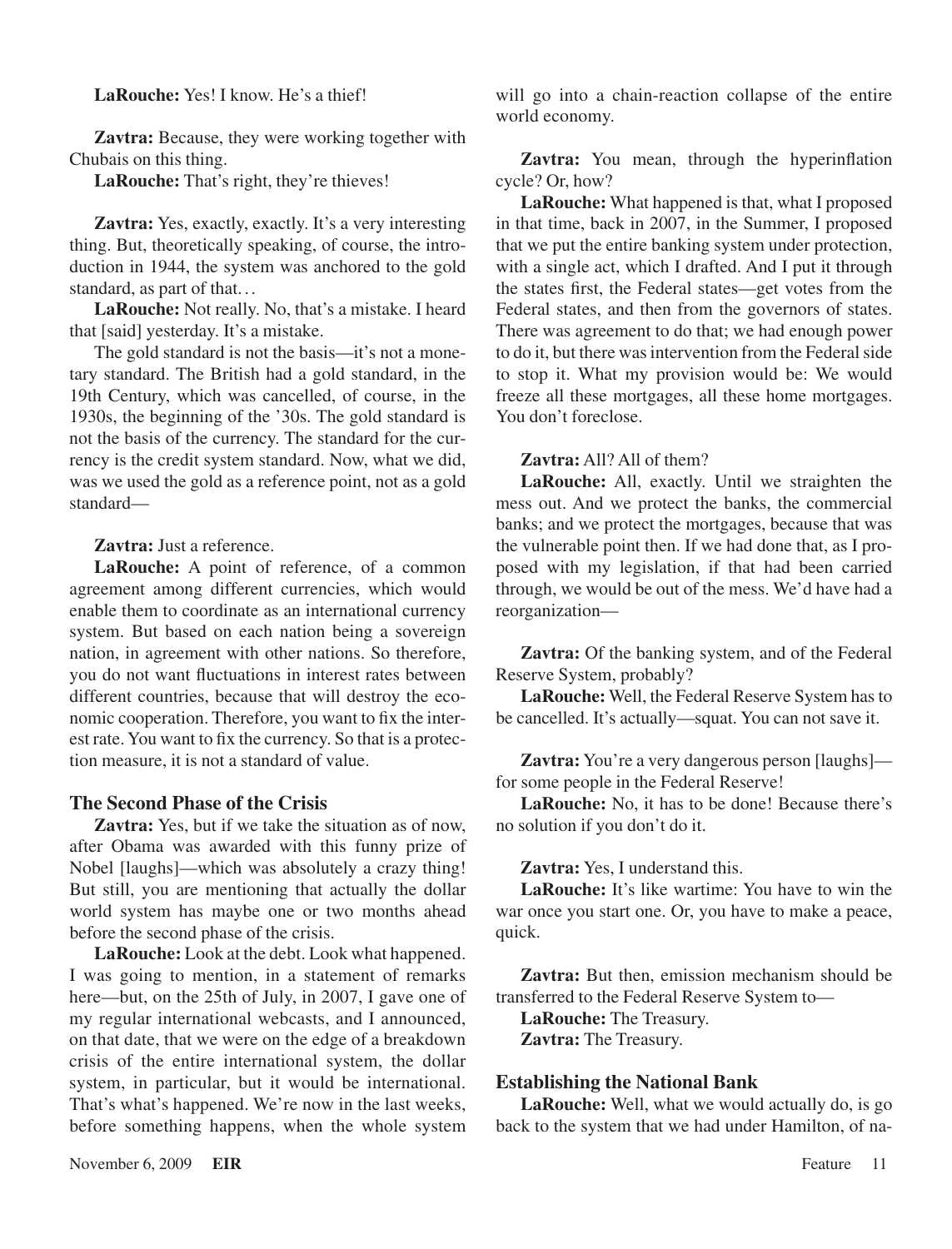**LaRouche:** Yes! I know. He's a thief!

**Zavtra:** Because, they were working together with Chubais on this thing.

**LaRouche:** That's right, they're thieves!

**Zavtra:** Yes, exactly, exactly. It's a very interesting thing. But, theoretically speaking, of course, the introduction in 1944, the system was anchored to the gold standard, as part of that…

**LaRouche:** Not really. No, that's a mistake. I heard that [said] yesterday. It's a mistake.

The gold standard is not the basis—it's not a monetary standard. The British had a gold standard, in the 19th Century, which was cancelled, of course, in the 1930s, the beginning of the '30s. The gold standard is not the basis of the currency. The standard for the currency is the credit system standard. Now, what we did, was we used the gold as a reference point, not as a gold standard—

**Zavtra:** Just a reference.

**LaRouche:** A point of reference, of a common agreement among different currencies, which would enable them to coordinate as an international currency system. But based on each nation being a sovereign nation, in agreement with other nations. So therefore, you do not want fluctuations in interest rates between different countries, because that will destroy the economic cooperation. Therefore, you want to fix the interest rate. You want to fix the currency. So that is a protection measure, it is not a standard of value.

## The Second Phase of the Crisis

**Zavtra:** Yes, but if we take the situation as of now, after Obama was awarded with this funny prize of Nobel [laughs]—which was absolutely a crazy thing! But still, you are mentioning that actually the dollar world system has maybe one or two months ahead before the second phase of the crisis.

**LaRouche:** Look at the debt. Look what happened. I was going to mention, in a statement of remarks here—but, on the 25th of July, in 2007, I gave one of my regular international webcasts, and I announced, on that date, that we were on the edge of a breakdown crisis of the entire international system, the dollar system, in particular, but it would be international. That's what's happened. We're now in the last weeks, before something happens, when the whole system will go into a chain-reaction collapse of the entire world economy.

**Zavtra:** You mean, through the hyperinflation cycle? Or, how?

**LaRouche:** What happened is that, what I proposed in that time, back in 2007, in the Summer, I proposed that we put the entire banking system under protection, with a single act, which I drafted. And I put it through the states first, the Federal states—get votes from the Federal states, and then from the governors of states. There was agreement to do that; we had enough power to do it, but there was intervention from the Federal side to stop it. What my provision would be: We would freeze all these mortgages, all these home mortgages. You don't foreclose.

**Zavtra:** All? All of them?

**LaRouche:** All, exactly. Until we straighten the mess out. And we protect the banks, the commercial banks; and we protect the mortgages, because that was the vulnerable point then. If we had done that, as I proposed with my legislation, if that had been carried through, we would be out of the mess. We'd have had a reorganization—

**Zavtra:** Of the banking system, and of the Federal Reserve System, probably?

**LaRouche:** Well, the Federal Reserve System has to be cancelled. It's actually—squat. You can not save it.

**Zavtra:** You're a very dangerous person [laughs]—for some people in the Federal Reserve!

**LaRouche:** No, it has to be done! Because there's no solution if you don't do it.

**Zavtra:** Yes, I understand this.

**LaRouche:** It's like wartime: You have to win the war once you start one. Or, you have to make a peace, quick.

**Zavtra:** But then, emission mechanism should be transferred to the Federal Reserve System to—

**LaRouche:** The Treasury.

**Zavtra:** The Treasury.

## Establishing the National Bank

**LaRouche:** Well, what we would actually do, is go back to the system that we had under Hamilton, of na-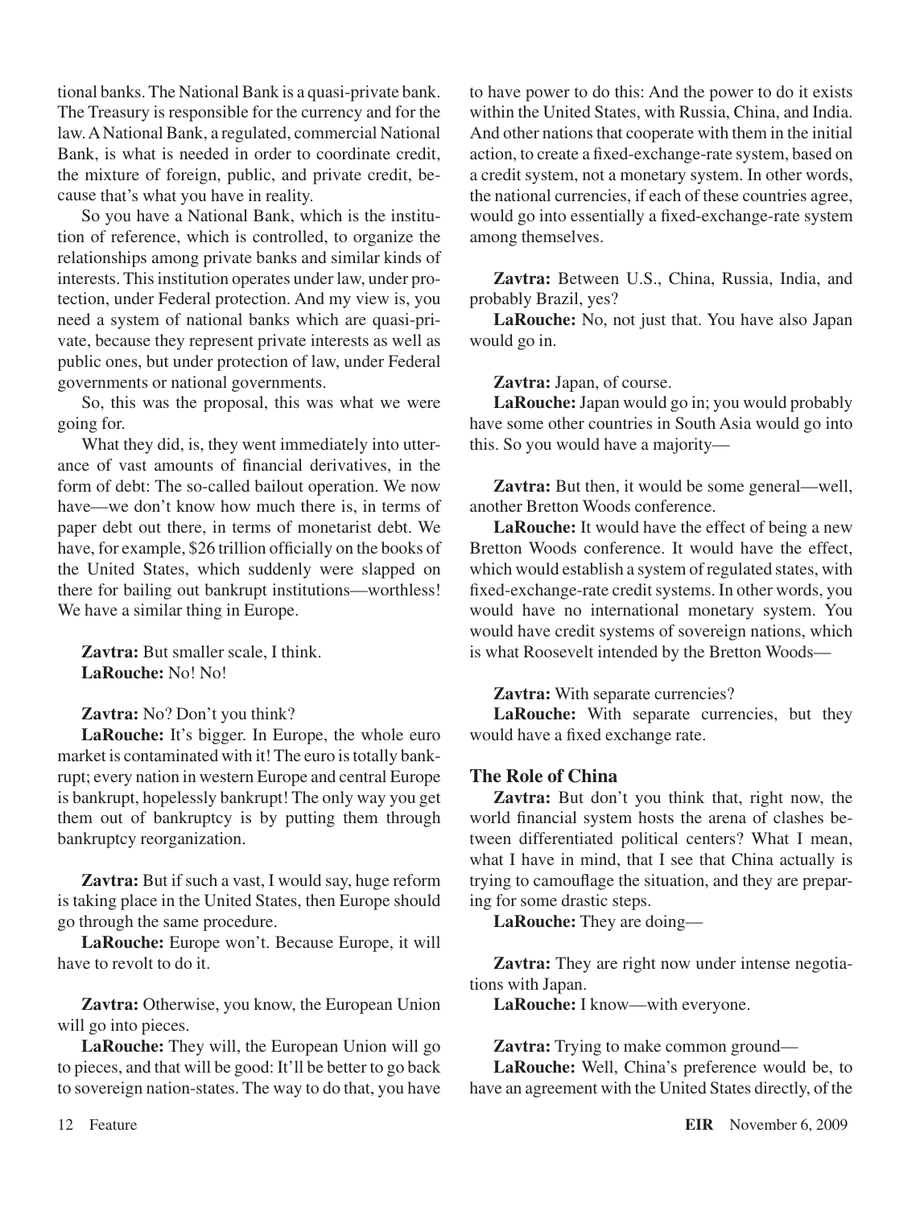tional banks. The National Bank is a quasi-private bank. The Treasury is responsible for the currency and for the law. A National Bank, a regulated, commercial National Bank, is what is needed in order to coordinate credit, the mixture of foreign, public, and private credit, because that's what you have in reality.

So you have a National Bank, which is the institution of reference, which is controlled, to organize the relationships among private banks and similar kinds of interests. This institution operates under law, under protection, under Federal protection. And my view is, you need a system of national banks which are quasi-private, because they represent private interests as well as public ones, but under protection of law, under Federal governments or national governments.

So, this was the proposal, this was what we were going for.

What they did, is, they went immediately into utterance of vast amounts of financial derivatives, in the form of debt: The so-called bailout operation. We now have—we don't know how much there is, in terms of paper debt out there, in terms of monetarist debt. We have, for example, $26 trillion officially on the books of the United States, which suddenly were slapped on there for bailing out bankrupt institutions—worthless! We have a similar thing in Europe.

**Zavtra:** But smaller scale, I think.
**LaRouche:** No! No!

**Zavtra:** No? Don't you think?
**LaRouche:** It's bigger. In Europe, the whole euro market is contaminated with it! The euro is totally bankrupt; every nation in western Europe and central Europe is bankrupt, hopelessly bankrupt! The only way you get them out of bankruptcy is by putting them through bankruptcy reorganization.

**Zavtra:** But if such a vast, I would say, huge reform is taking place in the United States, then Europe should go through the same procedure.
**LaRouche:** Europe won't. Because Europe, it will have to revolt to do it.

**Zavtra:** Otherwise, you know, the European Union will go into pieces.
**LaRouche:** They will, the European Union will go to pieces, and that will be good: It'll be better to go back to sovereign nation-states. The way to do that, you have to have power to do this: And the power to do it exists within the United States, with Russia, China, and India. And other nations that cooperate with them in the initial action, to create a fixed-exchange-rate system, based on a credit system, not a monetary system. In other words, the national currencies, if each of these countries agree, would go into essentially a fixed-exchange-rate system among themselves.

**Zavtra:** Between U.S., China, Russia, India, and probably Brazil, yes?
**LaRouche:** No, not just that. You have also Japan would go in.

**Zavtra:** Japan, of course.
**LaRouche:** Japan would go in; you would probably have some other countries in South Asia would go into this. So you would have a majority—

**Zavtra:** But then, it would be some general—well, another Bretton Woods conference.
**LaRouche:** It would have the effect of being a new Bretton Woods conference. It would have the effect, which would establish a system of regulated states, with fixed-exchange-rate credit systems. In other words, you would have no international monetary system. You would have credit systems of sovereign nations, which is what Roosevelt intended by the Bretton Woods—

**Zavtra:** With separate currencies?
**LaRouche:** With separate currencies, but they would have a fixed exchange rate.

## The Role of China

**Zavtra:** But don't you think that, right now, the world financial system hosts the arena of clashes between differentiated political centers? What I mean, what I have in mind, that I see that China actually is trying to camouflage the situation, and they are preparing for some drastic steps.
**LaRouche:** They are doing—

**Zavtra:** They are right now under intense negotiations with Japan.
**LaRouche:** I know—with everyone.

**Zavtra:** Trying to make common ground—
**LaRouche:** Well, China's preference would be, to have an agreement with the United States directly, of the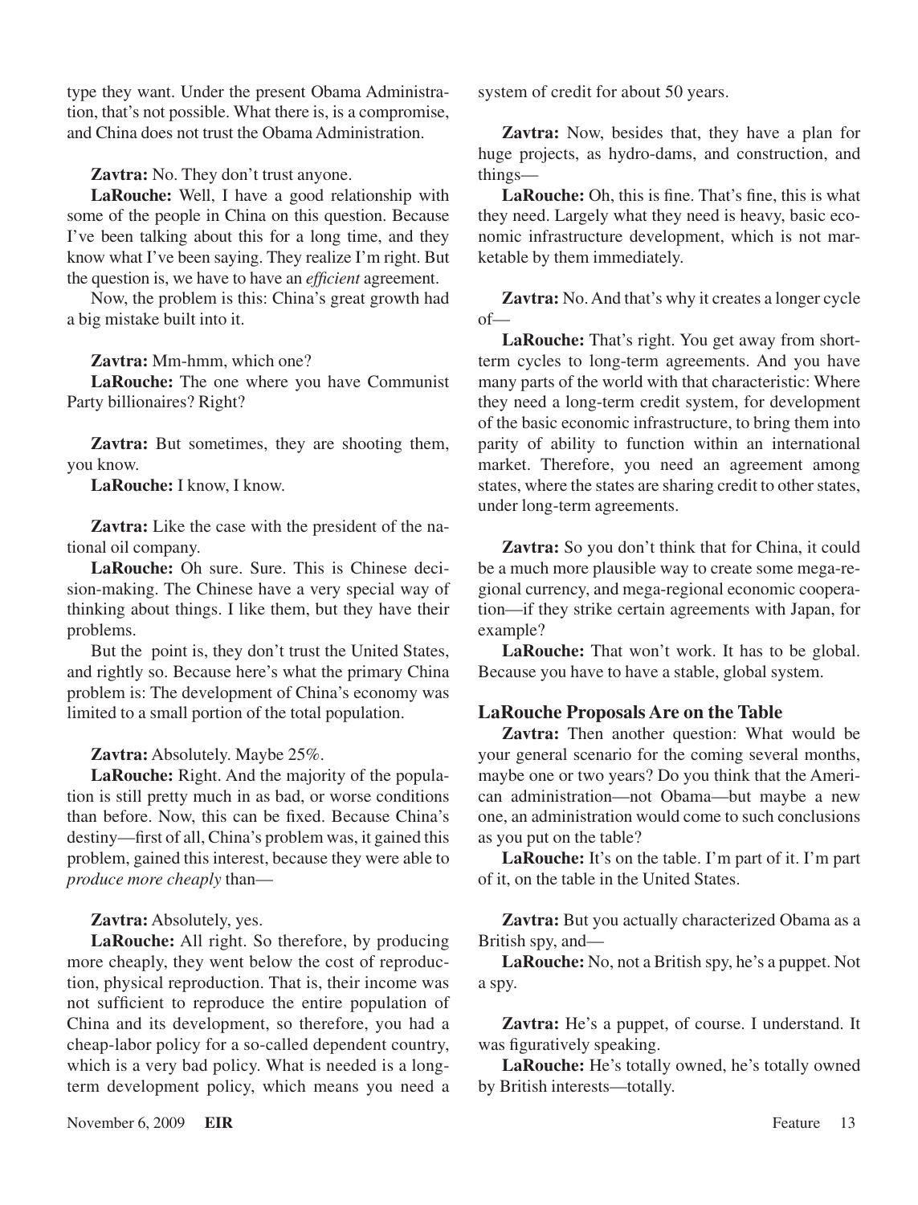type they want. Under the present Obama Administration, that's not possible. What there is, is a compromise, and China does not trust the Obama Administration.

**Zavtra:** No. They don't trust anyone.

**LaRouche:** Well, I have a good relationship with some of the people in China on this question. Because I've been talking about this for a long time, and they know what I've been saying. They realize I'm right. But the question is, we have to have an *efficient* agreement.

Now, the problem is this: China's great growth had a big mistake built into it.

**Zavtra:** Mm-hmm, which one?

**LaRouche:** The one where you have Communist Party billionaires? Right?

**Zavtra:** But sometimes, they are shooting them, you know.

**LaRouche:** I know, I know.

**Zavtra:** Like the case with the president of the national oil company.

**LaRouche:** Oh sure. Sure. This is Chinese decision-making. The Chinese have a very special way of thinking about things. I like them, but they have their problems.

But the point is, they don't trust the United States, and rightly so. Because here's what the primary China problem is: The development of China's economy was limited to a small portion of the total population.

**Zavtra:** Absolutely. Maybe 25%.

**LaRouche:** Right. And the majority of the population is still pretty much in as bad, or worse conditions than before. Now, this can be fixed. Because China's destiny—first of all, China's problem was, it gained this problem, gained this interest, because they were able to *produce more cheaply* than—

**Zavtra:** Absolutely, yes.

**LaRouche:** All right. So therefore, by producing more cheaply, they went below the cost of reproduction, physical reproduction. That is, their income was not sufficient to reproduce the entire population of China and its development, so therefore, you had a cheap-labor policy for a so-called dependent country, which is a very bad policy. What is needed is a long-term development policy, which means you need a system of credit for about 50 years.

**Zavtra:** Now, besides that, they have a plan for huge projects, as hydro-dams, and construction, and things—

**LaRouche:** Oh, this is fine. That's fine, this is what they need. Largely what they need is heavy, basic economic infrastructure development, which is not marketable by them immediately.

**Zavtra:** No. And that's why it creates a longer cycle of—

**LaRouche:** That's right. You get away from short-term cycles to long-term agreements. And you have many parts of the world with that characteristic: Where they need a long-term credit system, for development of the basic economic infrastructure, to bring them into parity of ability to function within an international market. Therefore, you need an agreement among states, where the states are sharing credit to other states, under long-term agreements.

**Zavtra:** So you don't think that for China, it could be a much more plausible way to create some mega-regional currency, and mega-regional economic cooperation—if they strike certain agreements with Japan, for example?

**LaRouche:** That won't work. It has to be global. Because you have to have a stable, global system.

### LaRouche Proposals Are on the Table

**Zavtra:** Then another question: What would be your general scenario for the coming several months, maybe one or two years? Do you think that the American administration—not Obama—but maybe a new one, an administration would come to such conclusions as you put on the table?

**LaRouche:** It's on the table. I'm part of it. I'm part of it, on the table in the United States.

**Zavtra:** But you actually characterized Obama as a British spy, and—

**LaRouche:** No, not a British spy, he's a puppet. Not a spy.

**Zavtra:** He's a puppet, of course. I understand. It was figuratively speaking.

**LaRouche:** He's totally owned, he's totally owned by British interests—totally.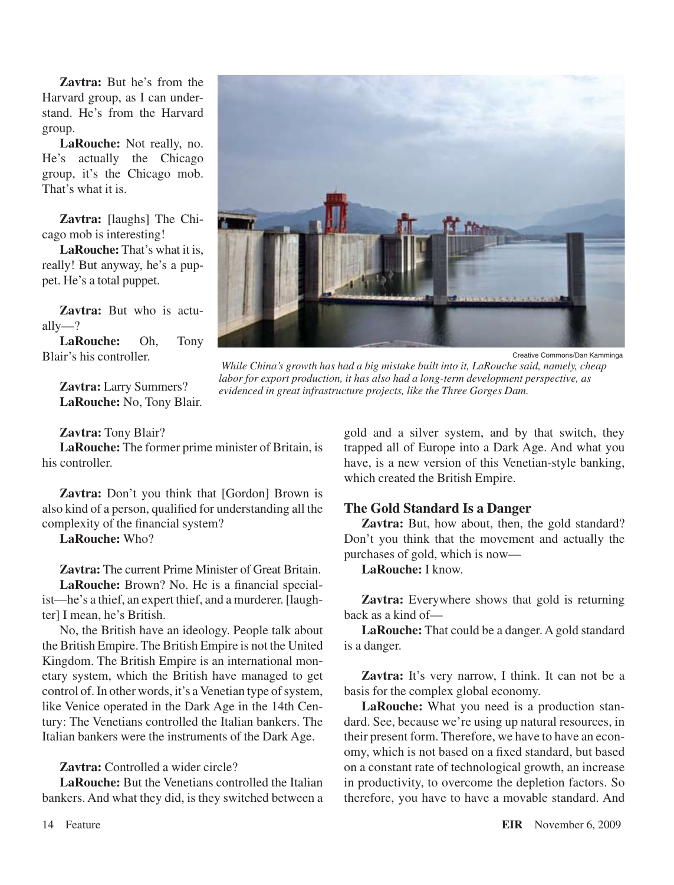**Zavtra:** But he's from the Harvard group, as I can understand. He's from the Harvard group.

**LaRouche:** Not really, no. He's actually the Chicago group, it's the Chicago mob. That's what it is.

**Zavtra:** [laughs] The Chicago mob is interesting!

**LaRouche:** That's what it is, really! But anyway, he's a puppet. He's a total puppet.

**Zavtra:** But who is actually—?

**LaRouche:** Oh, Tony Blair's his controller.

**Zavtra:** Larry Summers?

**LaRouche:** No, Tony Blair.

**Zavtra:** Tony Blair?

**LaRouche:** The former prime minister of Britain, is his controller.

**Zavtra:** Don't you think that [Gordon] Brown is also kind of a person, qualified for understanding all the complexity of the financial system?

**LaRouche:** Who?

**Zavtra:** The current Prime Minister of Great Britain.

**LaRouche:** Brown? No. He is a financial specialist—he's a thief, an expert thief, and a murderer. [laughter] I mean, he's British.

No, the British have an ideology. People talk about the British Empire. The British Empire is not the United Kingdom. The British Empire is an international monetary system, which the British have managed to get control of. In other words, it's a Venetian type of system, like Venice operated in the Dark Age in the 14th Century: The Venetians controlled the Italian bankers. The Italian bankers were the instruments of the Dark Age.

**Zavtra:** Controlled a wider circle?

**LaRouche:** But the Venetians controlled the Italian bankers. And what they did, is they switched between a gold and a silver system, and by that switch, they trapped all of Europe into a Dark Age. And what you have, is a new version of this Venetian-style banking, which created the British Empire.

Creative Commons/Dan Kamminga

*While China's growth has had a big mistake built into it, LaRouche said, namely, cheap labor for export production, it has also had a long-term development perspective, as evidenced in great infrastructure projects, like the Three Gorges Dam.*

### The Gold Standard Is a Danger

**Zavtra:** But, how about, then, the gold standard? Don't you think that the movement and actually the purchases of gold, which is now—

**LaRouche:** I know.

**Zavtra:** Everywhere shows that gold is returning back as a kind of—

**LaRouche:** That could be a danger. A gold standard is a danger.

**Zavtra:** It's very narrow, I think. It can not be a basis for the complex global economy.

**LaRouche:** What you need is a production standard. See, because we're using up natural resources, in their present form. Therefore, we have to have an economy, which is not based on a fixed standard, but based on a constant rate of technological growth, an increase in productivity, to overcome the depletion factors. So therefore, you have to have a movable standard. And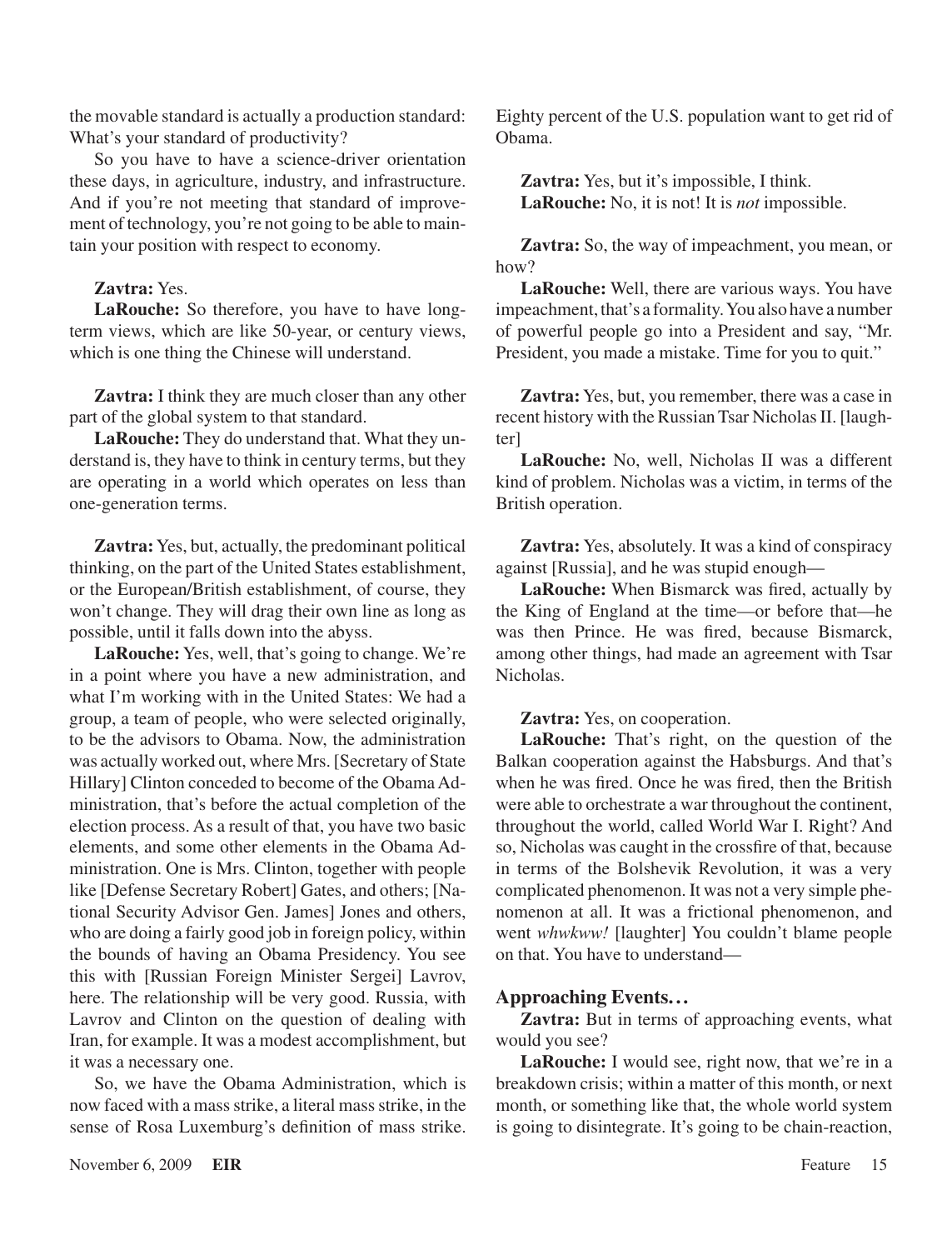the movable standard is actually a production standard: What's your standard of productivity?

So you have to have a science-driver orientation these days, in agriculture, industry, and infrastructure. And if you're not meeting that standard of improvement of technology, you're not going to be able to maintain your position with respect to economy.

**Zavtra:** Yes.

**LaRouche:** So therefore, you have to have long-term views, which are like 50-year, or century views, which is one thing the Chinese will understand.

**Zavtra:** I think they are much closer than any other part of the global system to that standard.

**LaRouche:** They do understand that. What they understand is, they have to think in century terms, but they are operating in a world which operates on less than one-generation terms.

**Zavtra:** Yes, but, actually, the predominant political thinking, on the part of the United States establishment, or the European/British establishment, of course, they won't change. They will drag their own line as long as possible, until it falls down into the abyss.

**LaRouche:** Yes, well, that's going to change. We're in a point where you have a new administration, and what I'm working with in the United States: We had a group, a team of people, who were selected originally, to be the advisors to Obama. Now, the administration was actually worked out, where Mrs. [Secretary of State Hillary] Clinton conceded to become of the Obama Administration, that's before the actual completion of the election process. As a result of that, you have two basic elements, and some other elements in the Obama Administration. One is Mrs. Clinton, together with people like [Defense Secretary Robert] Gates, and others; [National Security Advisor Gen. James] Jones and others, who are doing a fairly good job in foreign policy, within the bounds of having an Obama Presidency. You see this with [Russian Foreign Minister Sergei] Lavrov, here. The relationship will be very good. Russia, with Lavrov and Clinton on the question of dealing with Iran, for example. It was a modest accomplishment, but it was a necessary one.

So, we have the Obama Administration, which is now faced with a mass strike, a literal mass strike, in the sense of Rosa Luxemburg's definition of mass strike. Eighty percent of the U.S. population want to get rid of Obama.

**Zavtra:** Yes, but it's impossible, I think.

**LaRouche:** No, it is not! It is *not* impossible.

**Zavtra:** So, the way of impeachment, you mean, or how?

**LaRouche:** Well, there are various ways. You have impeachment, that's a formality. You also have a number of powerful people go into a President and say, "Mr. President, you made a mistake. Time for you to quit."

**Zavtra:** Yes, but, you remember, there was a case in recent history with the Russian Tsar Nicholas II. [laughter]

**LaRouche:** No, well, Nicholas II was a different kind of problem. Nicholas was a victim, in terms of the British operation.

**Zavtra:** Yes, absolutely. It was a kind of conspiracy against [Russia], and he was stupid enough—

**LaRouche:** When Bismarck was fired, actually by the King of England at the time—or before that—he was then Prince. He was fired, because Bismarck, among other things, had made an agreement with Tsar Nicholas.

**Zavtra:** Yes, on cooperation.

**LaRouche:** That's right, on the question of the Balkan cooperation against the Habsburgs. And that's when he was fired. Once he was fired, then the British were able to orchestrate a war throughout the continent, throughout the world, called World War I. Right? And so, Nicholas was caught in the crossfire of that, because in terms of the Bolshevik Revolution, it was a very complicated phenomenon. It was not a very simple phenomenon at all. It was a frictional phenomenon, and went *whwkww!* [laughter] You couldn't blame people on that. You have to understand—

## Approaching Events...

**Zavtra:** But in terms of approaching events, what would you see?

**LaRouche:** I would see, right now, that we're in a breakdown crisis; within a matter of this month, or next month, or something like that, the whole world system is going to disintegrate. It's going to be chain-reaction,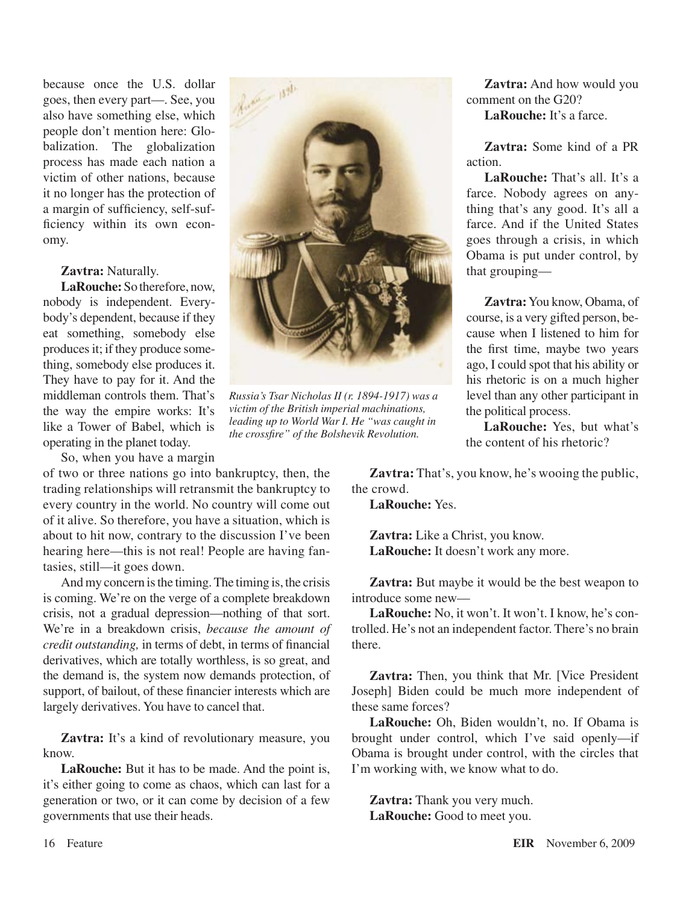because once the U.S. dollar goes, then every part—. See, you also have something else, which people don't mention here: Globalization. The globalization process has made each nation a victim of other nations, because it no longer has the protection of a margin of sufficiency, self-sufficiency within its own economy.

**Zavtra:** Naturally.

**LaRouche:** So therefore, now, nobody is independent. Everybody's dependent, because if they eat something, somebody else produces it; if they produce something, somebody else produces it. They have to pay for it. And the middleman controls them. That's the way the empire works: It's like a Tower of Babel, which is operating in the planet today.

So, when you have a margin of two or three nations go into bankruptcy, then, the trading relationships will retransmit the bankruptcy to every country in the world. No country will come out of it alive. So therefore, you have a situation, which is about to hit now, contrary to the discussion I've been hearing here—this is not real! People are having fantasies, still—it goes down.

And my concern is the timing. The timing is, the crisis is coming. We're on the verge of a complete breakdown crisis, not a gradual depression—nothing of that sort. We're in a breakdown crisis, *because the amount of credit outstanding,* in terms of debt, in terms of financial derivatives, which are totally worthless, is so great, and the demand is, the system now demands protection, of support, of bailout, of these financier interests which are largely derivatives. You have to cancel that.

**Zavtra:** It's a kind of revolutionary measure, you know.

**LaRouche:** But it has to be made. And the point is, it's either going to come as chaos, which can last for a generation or two, or it can come by decision of a few governments that use their heads.

*Russia's Tsar Nicholas II (r. 1894-1917) was a victim of the British imperial machinations, leading up to World War I. He "was caught in the crossfire" of the Bolshevik Revolution.*

**Zavtra:** And how would you comment on the G20?

**LaRouche:** It's a farce.

**Zavtra:** Some kind of a PR action.

**LaRouche:** That's all. It's a farce. Nobody agrees on anything that's any good. It's all a farce. And if the United States goes through a crisis, in which Obama is put under control, by that grouping—

**Zavtra:** You know, Obama, of course, is a very gifted person, because when I listened to him for the first time, maybe two years ago, I could spot that his ability or his rhetoric is on a much higher level than any other participant in the political process.

**LaRouche:** Yes, but what's the content of his rhetoric?

**Zavtra:** That's, you know, he's wooing the public, the crowd.

**LaRouche:** Yes.

**Zavtra:** Like a Christ, you know.

**LaRouche:** It doesn't work any more.

**Zavtra:** But maybe it would be the best weapon to introduce some new—

**LaRouche:** No, it won't. It won't. I know, he's controlled. He's not an independent factor. There's no brain there.

**Zavtra:** Then, you think that Mr. [Vice President Joseph] Biden could be much more independent of these same forces?

**LaRouche:** Oh, Biden wouldn't, no. If Obama is brought under control, which I've said openly—if Obama is brought under control, with the circles that I'm working with, we know what to do.

**Zavtra:** Thank you very much.

**LaRouche:** Good to meet you.